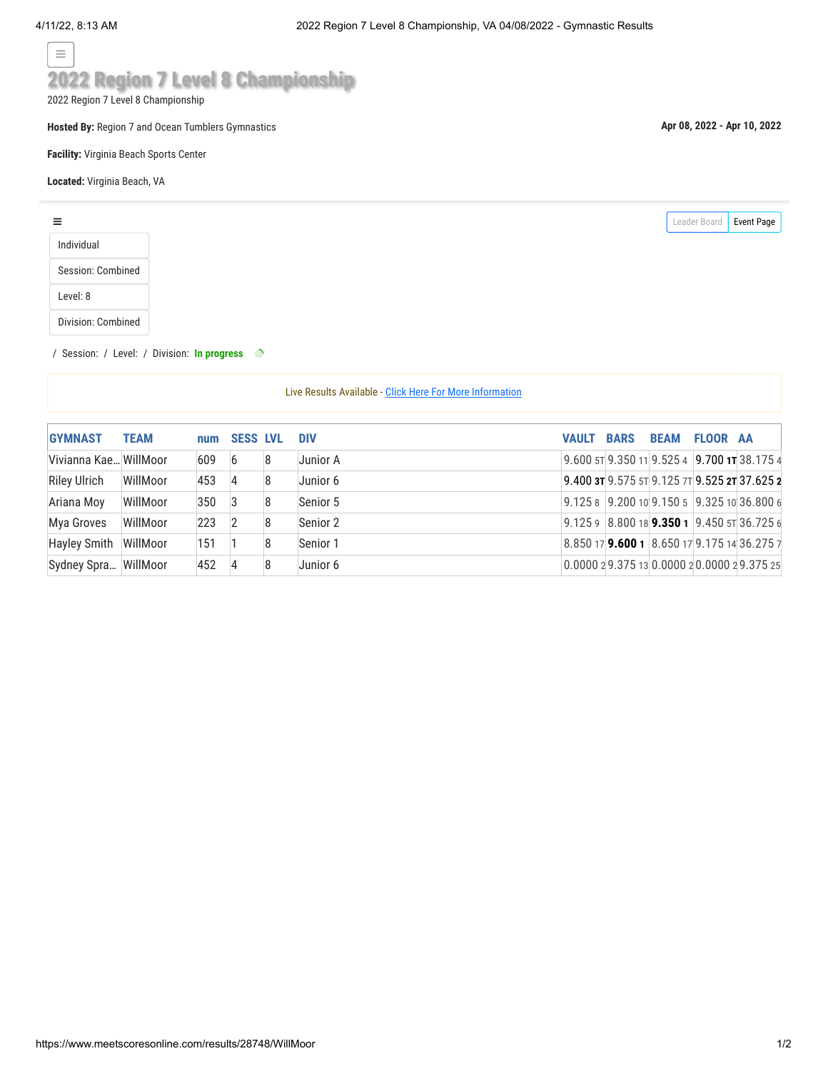# 2022 Region 7 Level 8 Championship

2022 Region 7 Level 8 Championship

**Hosted By:** Region 7 and Ocean Tumblers Gymnastics

**Apr 08, 2022 - Apr 10, 2022**

**Facility:** Virginia Beach Sports Center

**Located:** Virginia Beach, VA

Leader Board | Event Page

- Individual
- Session: Combined
- Level: 8
- Division: Combined

/ Session: / Level: / Division: **In progress**

Live Results Available - Click Here For More Information

| GYMNAST | TEAM | num | SESS | LVL | DIV | VAULT | BARS | BEAM | FLOOR | AA |
|---|---|---|---|---|---|---|---|---|---|---|
| Vivianna Kae... | WillMoor | 609 | 6 | 8 | Junior A | 9.600 5T | 9.350 11 | 9.525 4 | **9.700 1T** | 38.175 4 |
| Riley Ulrich | WillMoor | 453 | 4 | 8 | Junior 6 | **9.400 3T** | 9.575 5T | 9.125 7T | **9.525 2T** | **37.625 2** |
| Ariana Moy | WillMoor | 350 | 3 | 8 | Senior 5 | 9.125 8 | 9.200 10 | 9.150 5 | 9.325 10 | 36.800 6 |
| Mya Groves | WillMoor | 223 | 2 | 8 | Senior 2 | 9.125 9 | 8.800 18 | **9.350 1** | 9.450 5T | 36.725 6 |
| Hayley Smith | WillMoor | 151 | 1 | 8 | Senior 1 | 8.850 17 | **9.600 1** | 8.650 17 | 9.175 14 | 36.275 7 |
| Sydney Spra... | WillMoor | 452 | 4 | 8 | Junior 6 | 0.0000 2 | 9.375 13 | 0.0000 2 | 0.0000 2 | 9.375 25 |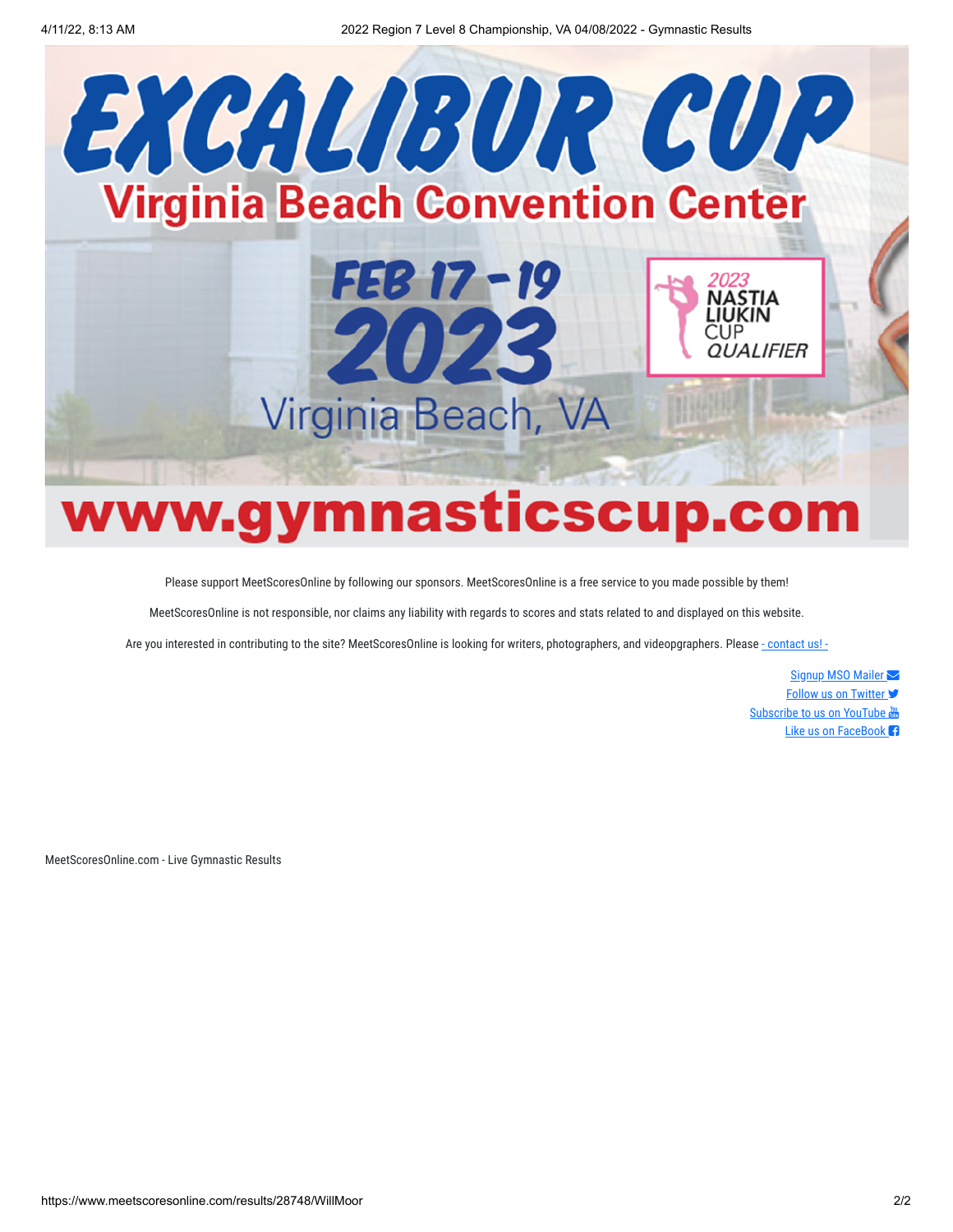EXCALIBUR CUP

Virginia Beach Convention Center

FEB 17 - 19 2023

Virginia Beach, VA

2023 NASTIA LIUKIN CUP QUALIFIER

www.gymnasticscup.com

Please support MeetScoresOnline by following our sponsors. MeetScoresOnline is a free service to you made possible by them!

MeetScoresOnline is not responsible, nor claims any liability with regards to scores and stats related to and displayed on this website.

Are you interested in contributing to the site? MeetScoresOnline is looking for writers, photographers, and videopgraphers. Please - contact us! -

Signup MSO Mailer
Follow us on Twitter
Subscribe to us on YouTube
Like us on FaceBook

MeetScoresOnline.com - Live Gymnastic Results